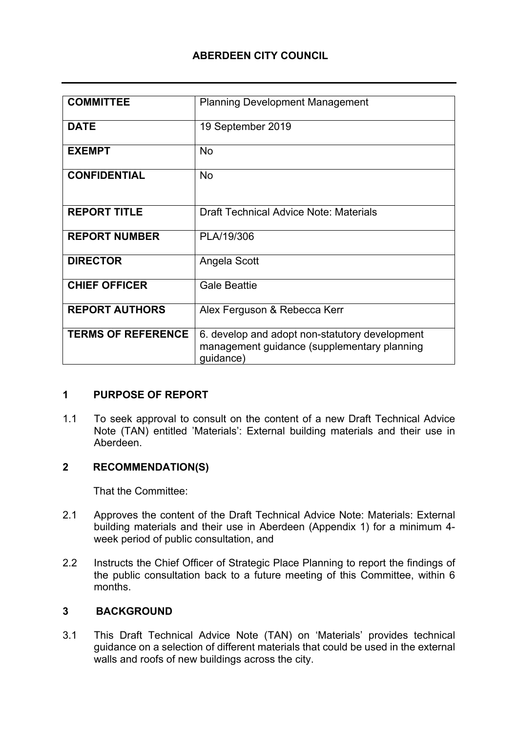# ABERDEEN CITY COUNCIL

| COMMITTEE | Planning Development Management |
|---|---|
| DATE | 19 September 2019 |
| EXEMPT | No |
| CONFIDENTIAL | No |
| REPORT TITLE | Draft Technical Advice Note: Materials |
| REPORT NUMBER | PLA/19/306 |
| DIRECTOR | Angela Scott |
| CHIEF OFFICER | Gale Beattie |
| REPORT AUTHORS | Alex Ferguson & Rebecca Kerr |
| TERMS OF REFERENCE | 6. develop and adopt non-statutory development management guidance (supplementary planning guidance) |

## 1 PURPOSE OF REPORT

1.1 To seek approval to consult on the content of a new Draft Technical Advice Note (TAN) entitled 'Materials': External building materials and their use in Aberdeen.

## 2 RECOMMENDATION(S)

That the Committee:

2.1 Approves the content of the Draft Technical Advice Note: Materials: External building materials and their use in Aberdeen (Appendix 1) for a minimum 4-week period of public consultation, and

2.2 Instructs the Chief Officer of Strategic Place Planning to report the findings of the public consultation back to a future meeting of this Committee, within 6 months.

## 3 BACKGROUND

3.1 This Draft Technical Advice Note (TAN) on 'Materials' provides technical guidance on a selection of different materials that could be used in the external walls and roofs of new buildings across the city.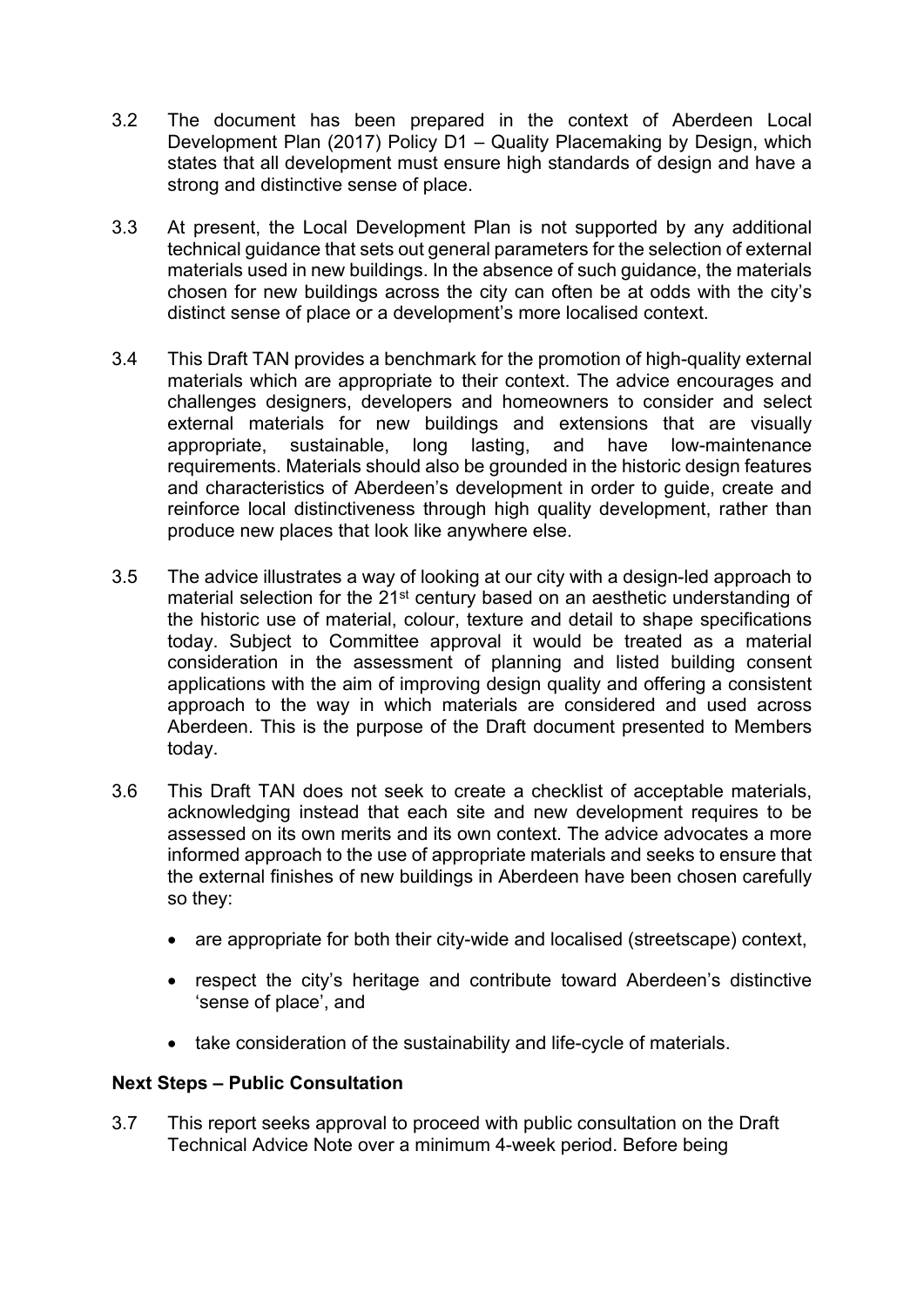3.2 The document has been prepared in the context of Aberdeen Local Development Plan (2017) Policy D1 – Quality Placemaking by Design, which states that all development must ensure high standards of design and have a strong and distinctive sense of place.

3.3 At present, the Local Development Plan is not supported by any additional technical guidance that sets out general parameters for the selection of external materials used in new buildings. In the absence of such guidance, the materials chosen for new buildings across the city can often be at odds with the city's distinct sense of place or a development's more localised context.

3.4 This Draft TAN provides a benchmark for the promotion of high-quality external materials which are appropriate to their context. The advice encourages and challenges designers, developers and homeowners to consider and select external materials for new buildings and extensions that are visually appropriate, sustainable, long lasting, and have low-maintenance requirements. Materials should also be grounded in the historic design features and characteristics of Aberdeen's development in order to guide, create and reinforce local distinctiveness through high quality development, rather than produce new places that look like anywhere else.

3.5 The advice illustrates a way of looking at our city with a design-led approach to material selection for the 21st century based on an aesthetic understanding of the historic use of material, colour, texture and detail to shape specifications today. Subject to Committee approval it would be treated as a material consideration in the assessment of planning and listed building consent applications with the aim of improving design quality and offering a consistent approach to the way in which materials are considered and used across Aberdeen. This is the purpose of the Draft document presented to Members today.

3.6 This Draft TAN does not seek to create a checklist of acceptable materials, acknowledging instead that each site and new development requires to be assessed on its own merits and its own context. The advice advocates a more informed approach to the use of appropriate materials and seeks to ensure that the external finishes of new buildings in Aberdeen have been chosen carefully so they:

- are appropriate for both their city-wide and localised (streetscape) context,
- respect the city's heritage and contribute toward Aberdeen's distinctive 'sense of place', and
- take consideration of the sustainability and life-cycle of materials.

**Next Steps – Public Consultation**

3.7 This report seeks approval to proceed with public consultation on the Draft Technical Advice Note over a minimum 4-week period. Before being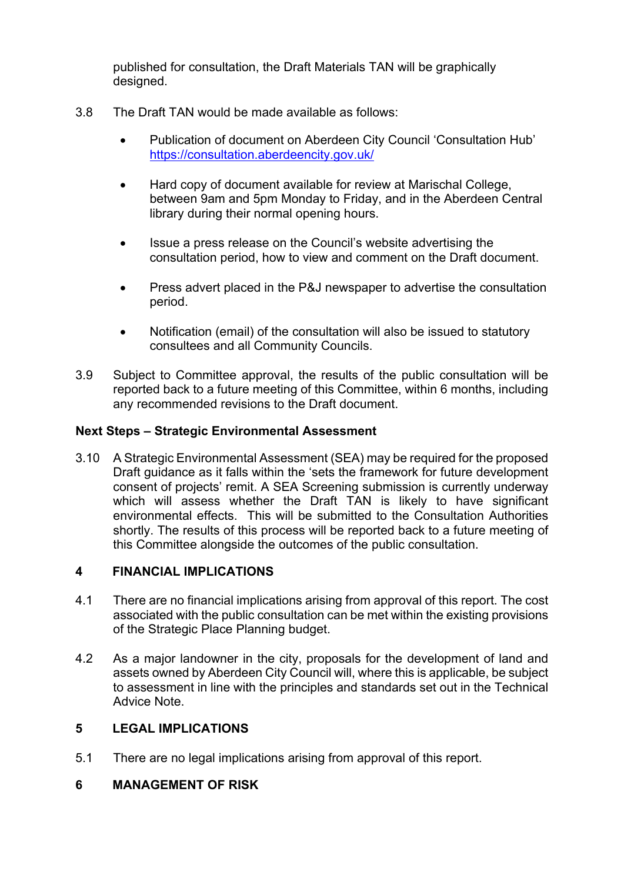published for consultation, the Draft Materials TAN will be graphically designed.

3.8 The Draft TAN would be made available as follows:

- Publication of document on Aberdeen City Council 'Consultation Hub' https://consultation.aberdeencity.gov.uk/
- Hard copy of document available for review at Marischal College, between 9am and 5pm Monday to Friday, and in the Aberdeen Central library during their normal opening hours.
- Issue a press release on the Council's website advertising the consultation period, how to view and comment on the Draft document.
- Press advert placed in the P&J newspaper to advertise the consultation period.
- Notification (email) of the consultation will also be issued to statutory consultees and all Community Councils.

3.9 Subject to Committee approval, the results of the public consultation will be reported back to a future meeting of this Committee, within 6 months, including any recommended revisions to the Draft document.

**Next Steps – Strategic Environmental Assessment**

3.10 A Strategic Environmental Assessment (SEA) may be required for the proposed Draft guidance as it falls within the 'sets the framework for future development consent of projects' remit. A SEA Screening submission is currently underway which will assess whether the Draft TAN is likely to have significant environmental effects. This will be submitted to the Consultation Authorities shortly. The results of this process will be reported back to a future meeting of this Committee alongside the outcomes of the public consultation.

## 4 FINANCIAL IMPLICATIONS

4.1 There are no financial implications arising from approval of this report. The cost associated with the public consultation can be met within the existing provisions of the Strategic Place Planning budget.

4.2 As a major landowner in the city, proposals for the development of land and assets owned by Aberdeen City Council will, where this is applicable, be subject to assessment in line with the principles and standards set out in the Technical Advice Note.

## 5 LEGAL IMPLICATIONS

5.1 There are no legal implications arising from approval of this report.

## 6 MANAGEMENT OF RISK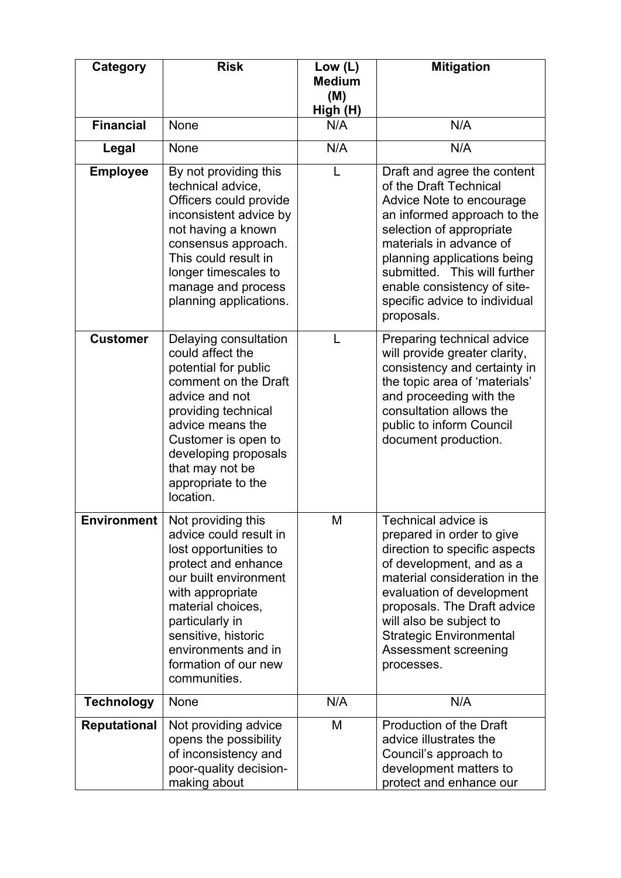| Category | Risk | Low (L) Medium (M) High (H) | Mitigation |
|---|---|---|---|
| **Financial** | None | N/A | N/A |
| **Legal** | None | N/A | N/A |
| **Employee** | By not providing this technical advice, Officers could provide inconsistent advice by not having a known consensus approach. This could result in longer timescales to manage and process planning applications. | L | Draft and agree the content of the Draft Technical Advice Note to encourage an informed approach to the selection of appropriate materials in advance of planning applications being submitted. This will further enable consistency of site-specific advice to individual proposals. |
| **Customer** | Delaying consultation could affect the potential for public comment on the Draft advice and not providing technical advice means the Customer is open to developing proposals that may not be appropriate to the location. | L | Preparing technical advice will provide greater clarity, consistency and certainty in the topic area of 'materials' and proceeding with the consultation allows the public to inform Council document production. |
| **Environment** | Not providing this advice could result in lost opportunities to protect and enhance our built environment with appropriate material choices, particularly in sensitive, historic environments and in formation of our new communities. | M | Technical advice is prepared in order to give direction to specific aspects of development, and as a material consideration in the evaluation of development proposals. The Draft advice will also be subject to Strategic Environmental Assessment screening processes. |
| **Technology** | None | N/A | N/A |
| **Reputational** | Not providing advice opens the possibility of inconsistency and poor-quality decision-making about | M | Production of the Draft advice illustrates the Council's approach to development matters to protect and enhance our |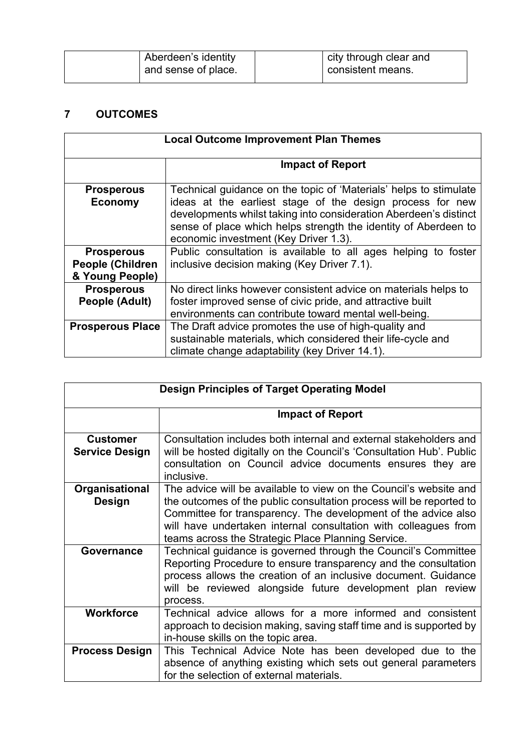| | Aberdeen's identity and sense of place. | | city through clear and consistent means. |
|---|---|---|---|

## 7 OUTCOMES

| Local Outcome Improvement Plan Themes | |
|---|---|
| | **Impact of Report** |
| **Prosperous Economy** | Technical guidance on the topic of 'Materials' helps to stimulate ideas at the earliest stage of the design process for new developments whilst taking into consideration Aberdeen's distinct sense of place which helps strength the identity of Aberdeen to economic investment (Key Driver 1.3). |
| **Prosperous People (Children & Young People)** | Public consultation is available to all ages helping to foster inclusive decision making (Key Driver 7.1). |
| **Prosperous People (Adult)** | No direct links however consistent advice on materials helps to foster improved sense of civic pride, and attractive built environments can contribute toward mental well-being. |
| **Prosperous Place** | The Draft advice promotes the use of high-quality and sustainable materials, which considered their life-cycle and climate change adaptability (key Driver 14.1). |

| Design Principles of Target Operating Model | |
|---|---|
| | **Impact of Report** |
| **Customer Service Design** | Consultation includes both internal and external stakeholders and will be hosted digitally on the Council's 'Consultation Hub'. Public consultation on Council advice documents ensures they are inclusive. |
| **Organisational Design** | The advice will be available to view on the Council's website and the outcomes of the public consultation process will be reported to Committee for transparency. The development of the advice also will have undertaken internal consultation with colleagues from teams across the Strategic Place Planning Service. |
| **Governance** | Technical guidance is governed through the Council's Committee Reporting Procedure to ensure transparency and the consultation process allows the creation of an inclusive document. Guidance will be reviewed alongside future development plan review process. |
| **Workforce** | Technical advice allows for a more informed and consistent approach to decision making, saving staff time and is supported by in-house skills on the topic area. |
| **Process Design** | This Technical Advice Note has been developed due to the absence of anything existing which sets out general parameters for the selection of external materials. |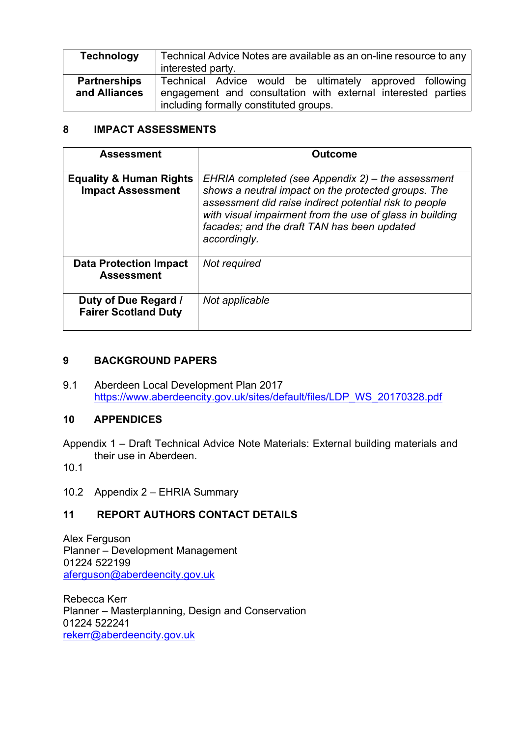| | |
|---|---|
| **Technology** | Technical Advice Notes are available as an on-line resource to any interested party. |
| **Partnerships and Alliances** | Technical Advice would be ultimately approved following engagement and consultation with external interested parties including formally constituted groups. |

## 8 IMPACT ASSESSMENTS

| Assessment | Outcome |
|---|---|
| **Equality & Human Rights Impact Assessment** | *EHRIA completed (see Appendix 2) – the assessment shows a neutral impact on the protected groups. The assessment did raise indirect potential risk to people with visual impairment from the use of glass in building facades; and the draft TAN has been updated accordingly.* |
| **Data Protection Impact Assessment** | *Not required* |
| **Duty of Due Regard / Fairer Scotland Duty** | *Not applicable* |

## 9 BACKGROUND PAPERS

9.1 Aberdeen Local Development Plan 2017
https://www.aberdeencity.gov.uk/sites/default/files/LDP_WS_20170328.pdf

## 10 APPENDICES

10.1 Appendix 1 – Draft Technical Advice Note Materials: External building materials and their use in Aberdeen.

10.2 Appendix 2 – EHRIA Summary

## 11 REPORT AUTHORS CONTACT DETAILS

Alex Ferguson
Planner – Development Management
01224 522199
aferguson@aberdeencity.gov.uk

Rebecca Kerr
Planner – Masterplanning, Design and Conservation
01224 522241
rekerr@aberdeencity.gov.uk